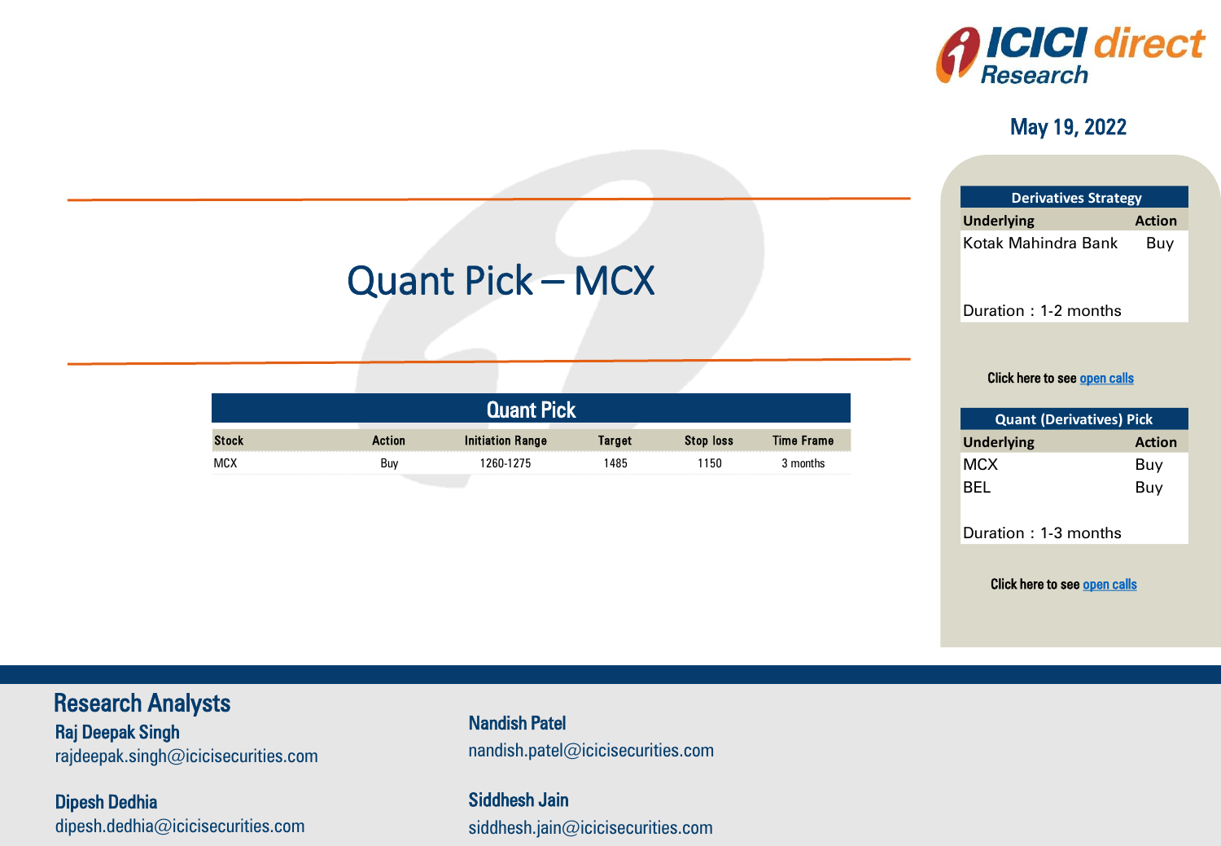May 19, 2022

# Quant Pick – MCX

| Quant Pick | | | | | |
|---|---|---|---|---|---|
| **Stock** | **Action** | **Initiation Range** | **Target** | **Stop loss** | **Time Frame** |
| MCX | Buy | 1260-1275 | 1485 | 1150 | 3 months |

| Derivatives Strategy | |
|---|---|
| **Underlying** | **Action** |
| Kotak Mahindra Bank | Buy |

Duration : 1-2 months

Click here to see open calls

| Quant (Derivatives) Pick | |
|---|---|
| **Underlying** | **Action** |
| MCX | Buy |
| BEL | Buy |

Duration : 1-3 months

Click here to see open calls

## Research Analysts

**Raj Deepak Singh**
rajdeepak.singh@icicisecurities.com

**Dipesh Dedhia**
dipesh.dedhia@icicisecurities.com

**Nandish Patel**
nandish.patel@icicisecurities.com

**Siddhesh Jain**
siddhesh.jain@icicisecurities.com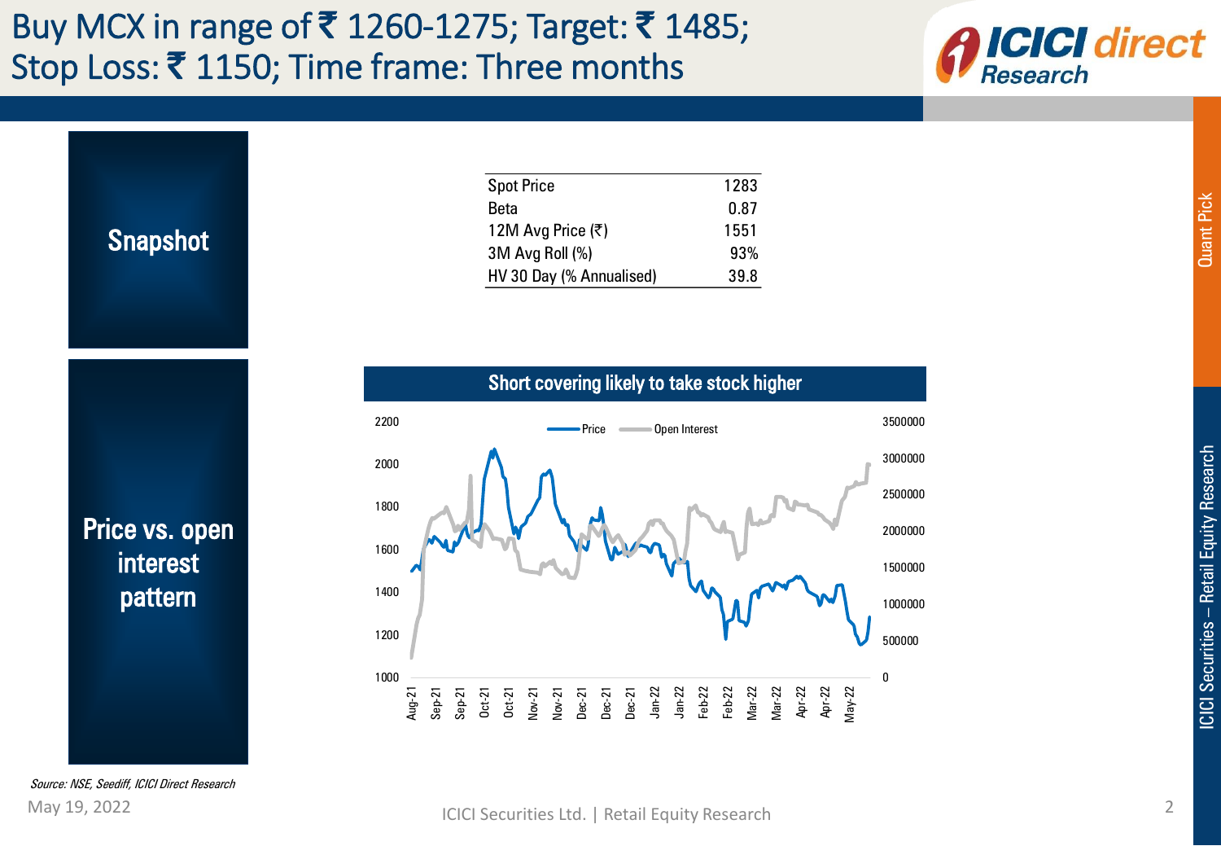# Buy MCX in range of ₹ 1260-1275; Target: ₹ 1485; Stop Loss: ₹ 1150; Time frame: Three months

## Snapshot

| Spot Price | 1283 |
|---|---|
| Beta | 0.87 |
| 12M Avg Price (₹) | 1551 |
| 3M Avg Roll (%) | 93% |
| HV 30 Day (% Annualised) | 39.8 |

## Price vs. open interest pattern

**Short covering likely to take stock higher**

Source: NSE, Seediff, ICICI Direct Research

May 19, 2022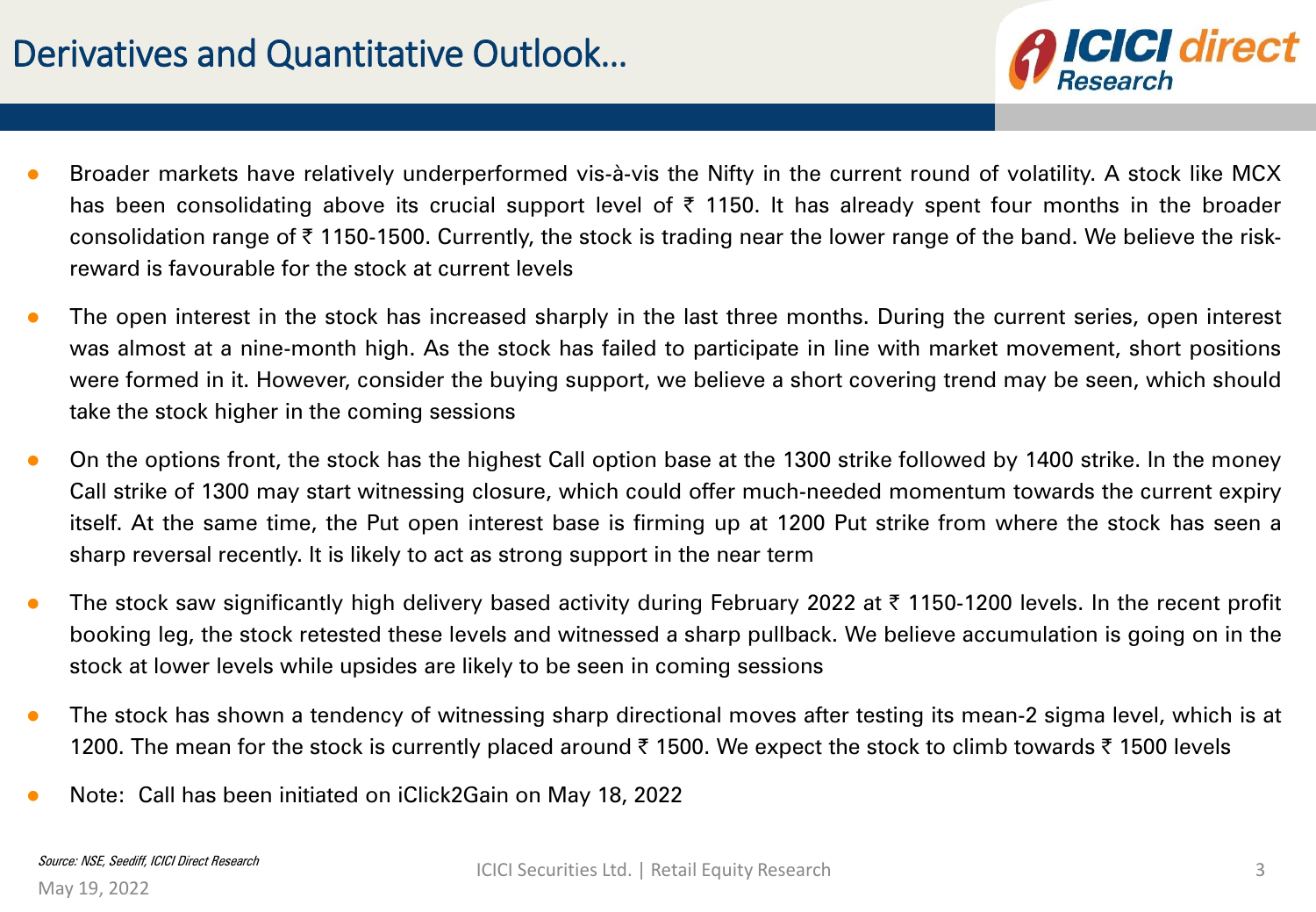# Derivatives and Quantitative Outlook…

- Broader markets have relatively underperformed vis-à-vis the Nifty in the current round of volatility. A stock like MCX has been consolidating above its crucial support level of ₹ 1150. It has already spent four months in the broader consolidation range of ₹ 1150-1500. Currently, the stock is trading near the lower range of the band. We believe the risk-reward is favourable for the stock at current levels
- The open interest in the stock has increased sharply in the last three months. During the current series, open interest was almost at a nine-month high. As the stock has failed to participate in line with market movement, short positions were formed in it. However, consider the buying support, we believe a short covering trend may be seen, which should take the stock higher in the coming sessions
- On the options front, the stock has the highest Call option base at the 1300 strike followed by 1400 strike. In the money Call strike of 1300 may start witnessing closure, which could offer much-needed momentum towards the current expiry itself. At the same time, the Put open interest base is firming up at 1200 Put strike from where the stock has seen a sharp reversal recently. It is likely to act as strong support in the near term
- The stock saw significantly high delivery based activity during February 2022 at ₹ 1150-1200 levels. In the recent profit booking leg, the stock retested these levels and witnessed a sharp pullback. We believe accumulation is going on in the stock at lower levels while upsides are likely to be seen in coming sessions
- The stock has shown a tendency of witnessing sharp directional moves after testing its mean-2 sigma level, which is at 1200. The mean for the stock is currently placed around ₹ 1500. We expect the stock to climb towards ₹ 1500 levels
- Note: Call has been initiated on iClick2Gain on May 18, 2022

*Source: NSE, Seediff, ICICI Direct Research*

May 19, 2022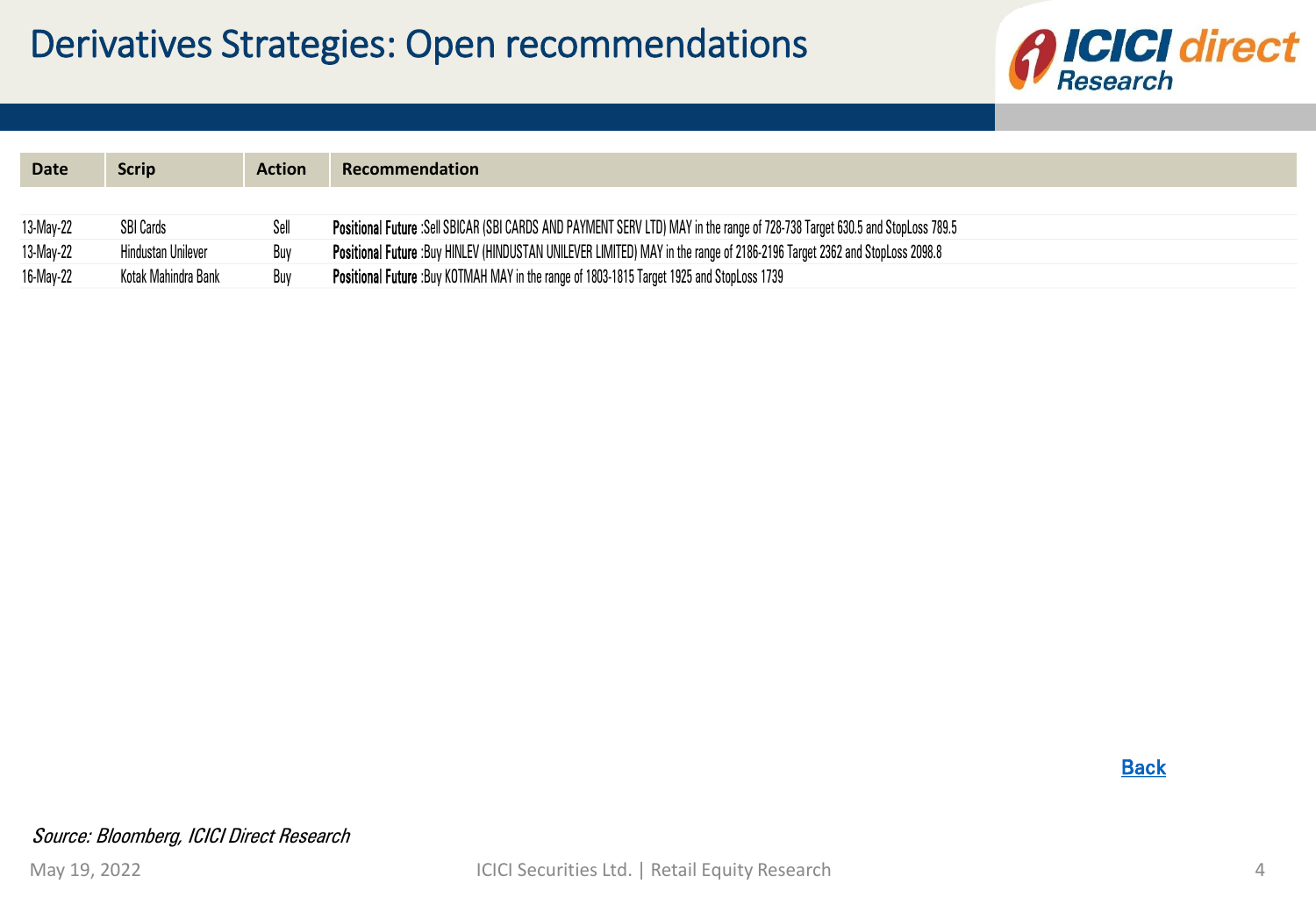# Derivatives Strategies: Open recommendations

| Date | Scrip | Action | Recommendation |
|---|---|---|---|
| 13-May-22 | SBI Cards | Sell | **Positional Future** :Sell SBICAR (SBI CARDS AND PAYMENT SERV LTD) MAY in the range of 728-738 Target 630.5 and StopLoss 789.5 |
| 13-May-22 | Hindustan Unilever | Buy | **Positional Future** :Buy HINLEV (HINDUSTAN UNILEVER LIMITED) MAY in the range of 2186-2196 Target 2362 and StopLoss 2098.8 |
| 16-May-22 | Kotak Mahindra Bank | Buy | **Positional Future** :Buy KOTMAH MAY in the range of 1803-1815 Target 1925 and StopLoss 1739 |

Back

*Source: Bloomberg, ICICI Direct Research*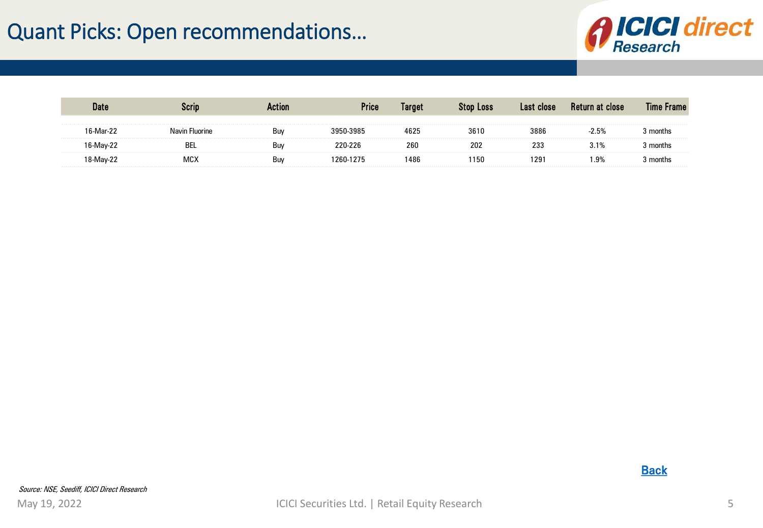# Quant Picks: Open recommendations…

| Date | Scrip | Action | Price | Target | Stop Loss | Last close | Return at close | Time Frame |
|---|---|---|---|---|---|---|---|---|
| 16-Mar-22 | Navin Fluorine | Buy | 3950-3985 | 4625 | 3610 | 3886 | -2.5% | 3 months |
| 16-May-22 | BEL | Buy | 220-226 | 260 | 202 | 233 | 3.1% | 3 months |
| 18-May-22 | MCX | Buy | 1260-1275 | 1486 | 1150 | 1291 | 1.9% | 3 months |

Back

*Source: NSE, Seediff, ICICI Direct Research*

May 19, 2022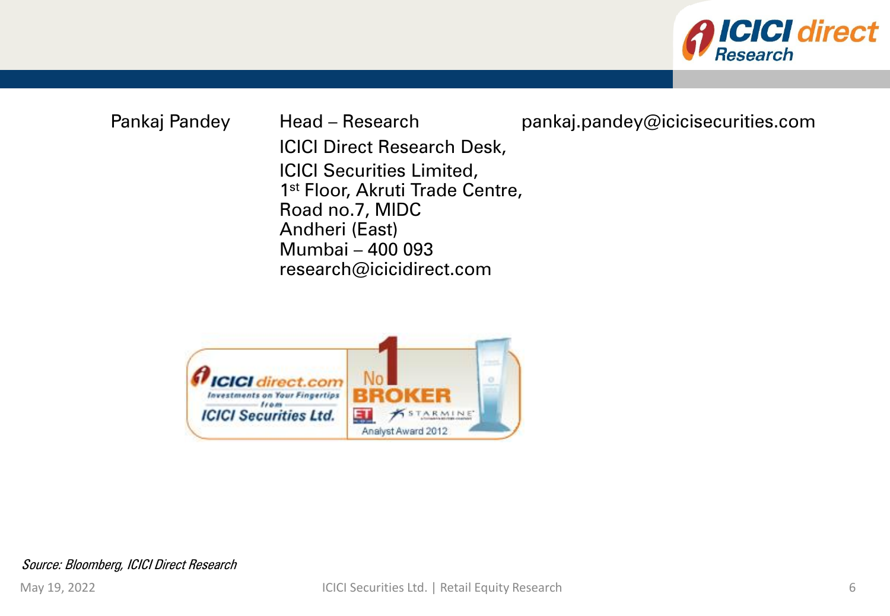Pankaj Pandey | Head – Research | pankaj.pandey@icicisecurities.com

ICICI Direct Research Desk,
ICICI Securities Limited,
1st Floor, Akruti Trade Centre,
Road no.7, MIDC
Andheri (East)
Mumbai – 400 093
research@icicidirect.com

*Source: Bloomberg, ICICI Direct Research*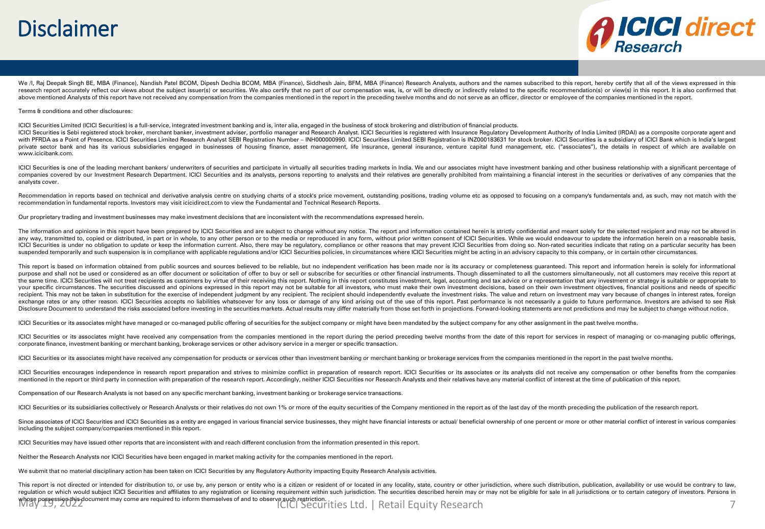// Disclaimer

We /I, Raj Deepak Singh BE, MBA (Finance), Nandish Patel BCOM, Dipesh Dedhia BCOM, MBA (Finance), Siddhesh Jain, BFM, MBA (Finance) Research Analysts, authors and the names subscribed to this report, hereby certify that all of the views expressed in this research report accurately reflect our views about the subject issuer(s) or securities. We also certify that no part of our compensation was, is, or will be directly or indirectly related to the specific recommendation(s) or view(s) in this report. It is also confirmed that above mentioned Analysts of this report have not received any compensation from the companies mentioned in the report in the preceding twelve months and do not serve as an officer, director or employee of the companies mentioned in the report.

Terms & conditions and other disclosures:

ICICI Securities Limited (ICICI Securities) is a full-service, integrated investment banking and is, inter alia, engaged in the business of stock brokering and distribution of financial products.
ICICI Securities is Sebi registered stock broker, merchant banker, investment adviser, portfolio manager and Research Analyst. ICICI Securities is registered with Insurance Regulatory Development Authority of India Limited (IRDAI) as a composite corporate agent and with PFRDA as a Point of Presence. ICICI Securities Limited Research Analyst SEBI Registration Number – INH000000990. ICICI Securities Limited SEBI Registration is INZ000183631 for stock broker. ICICI Securities is a subsidiary of ICICI Bank which is India's largest private sector bank and has its various subsidiaries engaged in businesses of housing finance, asset management, life insurance, general insurance, venture capital fund management, etc. ("associates"), the details in respect of which are available on www.icicibank.com.

ICICI Securities is one of the leading merchant bankers/ underwriters of securities and participate in virtually all securities trading markets in India. We and our associates might have investment banking and other business relationship with a significant percentage of companies covered by our Investment Research Department. ICICI Securities and its analysts, persons reporting to analysts and their relatives are generally prohibited from maintaining a financial interest in the securities or derivatives of any companies that the analysts cover.

Recommendation in reports based on technical and derivative analysis centre on studying charts of a stock's price movement, outstanding positions, trading volume etc as opposed to focusing on a company's fundamentals and, as such, may not match with the recommendation in fundamental reports. Investors may visit icicidirect.com to view the Fundamental and Technical Research Reports.

Our proprietary trading and investment businesses may make investment decisions that are inconsistent with the recommendations expressed herein.

The information and opinions in this report have been prepared by ICICI Securities and are subject to change without any notice. The report and information contained herein is strictly confidential and meant solely for the selected recipient and may not be altered in any way, transmitted to, copied or distributed, in part or in whole, to any other person or to the media or reproduced in any form, without prior written consent of ICICI Securities. While we would endeavour to update the information herein on a reasonable basis, ICICI Securities is under no obligation to update or keep the information current. Also, there may be regulatory, compliance or other reasons that may prevent ICICI Securities from doing so. Non-rated securities indicate that rating on a particular security has been suspended temporarily and such suspension is in compliance with applicable regulations and/or ICICI Securities policies, in circumstances where ICICI Securities might be acting in an advisory capacity to this company, or in certain other circumstances.

This report is based on information obtained from public sources and sources believed to be reliable, but no independent verification has been made nor is its accuracy or completeness guaranteed. This report and information herein is solely for informational purpose and shall not be used or considered as an offer document or solicitation of offer to buy or sell or subscribe for securities or other financial instruments. Though disseminated to all the customers simultaneously, not all customers may receive this report at the same time. ICICI Securities will not treat recipients as customers by virtue of their receiving this report. Nothing in this report constitutes investment, legal, accounting and tax advice or a representation that any investment or strategy is suitable or appropriate to your specific circumstances. The securities discussed and opinions expressed in this report may not be suitable for all investors, who must make their own investment decisions, based on their own investment objectives, financial positions and needs of specific recipient. This may not be taken in substitution for the exercise of independent judgment by any recipient. The recipient should independently evaluate the investment risks. The value and return on investment may vary because of changes in interest rates, foreign exchange rates or any other reason. ICICI Securities accepts no liabilities whatsoever for any loss or damage of any kind arising out of the use of this report. Past performance is not necessarily a guide to future performance. Investors are advised to see Risk Disclosure Document to understand the risks associated before investing in the securities markets. Actual results may differ materially from those set forth in projections. Forward-looking statements are not predictions and may be subject to change without notice.

ICICI Securities or its associates might have managed or co-managed public offering of securities for the subject company or might have been mandated by the subject company for any other assignment in the past twelve months.

ICICI Securities or its associates might have received any compensation from the companies mentioned in the report during the period preceding twelve months from the date of this report for services in respect of managing or co-managing public offerings, corporate finance, investment banking or merchant banking, brokerage services or other advisory service in a merger or specific transaction.

ICICI Securities or its associates might have received any compensation for products or services other than investment banking or merchant banking or brokerage services from the companies mentioned in the report in the past twelve months.

ICICI Securities encourages independence in research report preparation and strives to minimize conflict in preparation of research report. ICICI Securities or its associates or its analysts did not receive any compensation or other benefits from the companies mentioned in the report or third party in connection with preparation of the research report. Accordingly, neither ICICI Securities nor Research Analysts and their relatives have any material conflict of interest at the time of publication of this report.

Compensation of our Research Analysts is not based on any specific merchant banking, investment banking or brokerage service transactions.

ICICI Securities or its subsidiaries collectively or Research Analysts or their relatives do not own 1% or more of the equity securities of the Company mentioned in the report as of the last day of the month preceding the publication of the research report.

Since associates of ICICI Securities and ICICI Securities as a entity are engaged in various financial service businesses, they might have financial interests or actual/ beneficial ownership of one percent or more or other material conflict of interest in various companies including the subject company/companies mentioned in this report.

ICICI Securities may have issued other reports that are inconsistent with and reach different conclusion from the information presented in this report.

Neither the Research Analysts nor ICICI Securities have been engaged in market making activity for the companies mentioned in the report.

We submit that no material disciplinary action has been taken on ICICI Securities by any Regulatory Authority impacting Equity Research Analysis activities.

This report is not directed or intended for distribution to, or use by, any person or entity who is a citizen or resident of or located in any locality, state, country or other jurisdiction, where such distribution, publication, availability or use would be contrary to law, regulation or which would subject ICICI Securities and affiliates to any registration or licensing requirement within such jurisdiction. The securities described herein may or may not be eligible for sale in all jurisdictions or to certain category of investors. Persons in whose possession this document may come are required to inform themselves of and to observe such restriction.